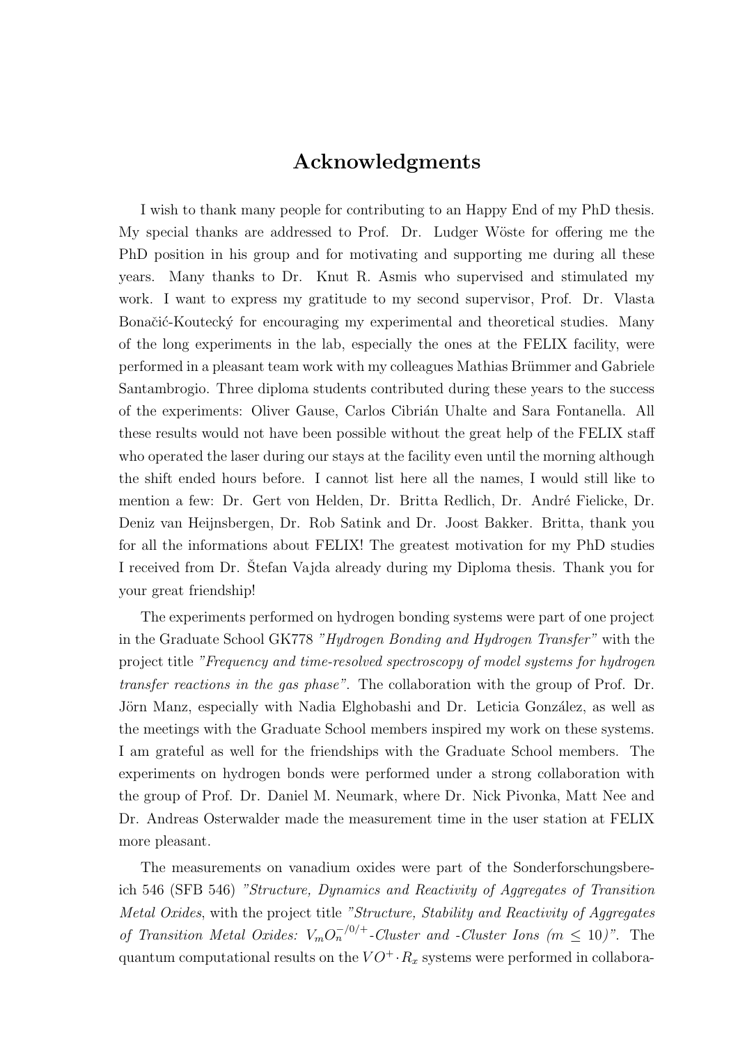# Acknowledgments

I wish to thank many people for contributing to an Happy End of my PhD thesis. My special thanks are addressed to Prof. Dr. Ludger Wöste for offering me the PhD position in his group and for motivating and supporting me during all these years. Many thanks to Dr. Knut R. Asmis who supervised and stimulated my work. I want to express my gratitude to my second supervisor, Prof. Dr. Vlasta Bonačić-Koutecký for encouraging my experimental and theoretical studies. Many of the long experiments in the lab, especially the ones at the FELIX facility, were performed in a pleasant team work with my colleagues Mathias Brümmer and Gabriele Santambrogio. Three diploma students contributed during these years to the success of the experiments: Oliver Gause, Carlos Cibrián Uhalte and Sara Fontanella. All these results would not have been possible without the great help of the FELIX staff who operated the laser during our stays at the facility even until the morning although the shift ended hours before. I cannot list here all the names, I would still like to mention a few: Dr. Gert von Helden, Dr. Britta Redlich, Dr. André Fielicke, Dr. Deniz van Heijnsbergen, Dr. Rob Satink and Dr. Joost Bakker. Britta, thank you for all the informations about FELIX! The greatest motivation for my PhD studies I received from Dr. Štefan Vajda already during my Diploma thesis. Thank you for your great friendship!

The experiments performed on hydrogen bonding systems were part of one project in the Graduate School GK778 *"Hydrogen Bonding and Hydrogen Transfer"* with the project title *"Frequency and time-resolved spectroscopy of model systems for hydrogen transfer reactions in the gas phase"*. The collaboration with the group of Prof. Dr. Jörn Manz, especially with Nadia Elghobashi and Dr. Leticia González, as well as the meetings with the Graduate School members inspired my work on these systems. I am grateful as well for the friendships with the Graduate School members. The experiments on hydrogen bonds were performed under a strong collaboration with the group of Prof. Dr. Daniel M. Neumark, where Dr. Nick Pivonka, Matt Nee and Dr. Andreas Osterwalder made the measurement time in the user station at FELIX more pleasant.

The measurements on vanadium oxides were part of the Sonderforschungsbereich 546 (SFB 546) *"Structure, Dynamics and Reactivity of Aggregates of Transition Metal Oxides*, with the project title *"Structure, Stability and Reactivity of Aggregates of Transition Metal Oxides: $V_mO_n^{-/0/+}$-Cluster and -Cluster Ions ($m \leq 10$)"*. The quantum computational results on the $VO^+ \cdot R_x$ systems were performed in collabora-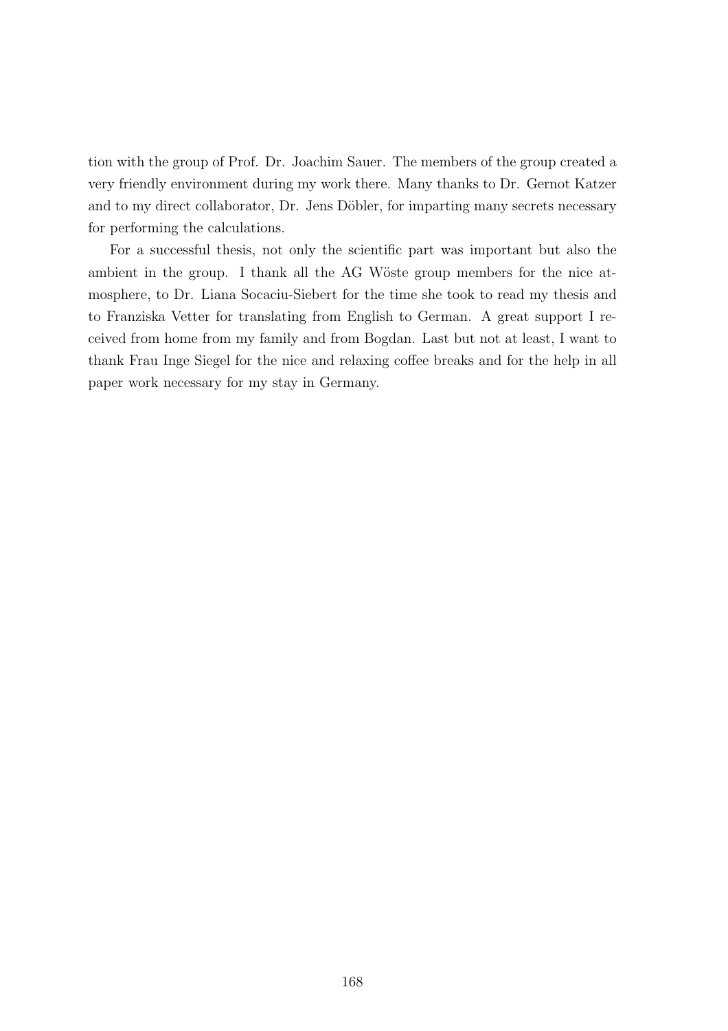tion with the group of Prof. Dr. Joachim Sauer. The members of the group created a very friendly environment during my work there. Many thanks to Dr. Gernot Katzer and to my direct collaborator, Dr. Jens Döbler, for imparting many secrets necessary for performing the calculations.

For a successful thesis, not only the scientific part was important but also the ambient in the group. I thank all the AG Wöste group members for the nice atmosphere, to Dr. Liana Socaciu-Siebert for the time she took to read my thesis and to Franziska Vetter for translating from English to German. A great support I received from home from my family and from Bogdan. Last but not at least, I want to thank Frau Inge Siegel for the nice and relaxing coffee breaks and for the help in all paper work necessary for my stay in Germany.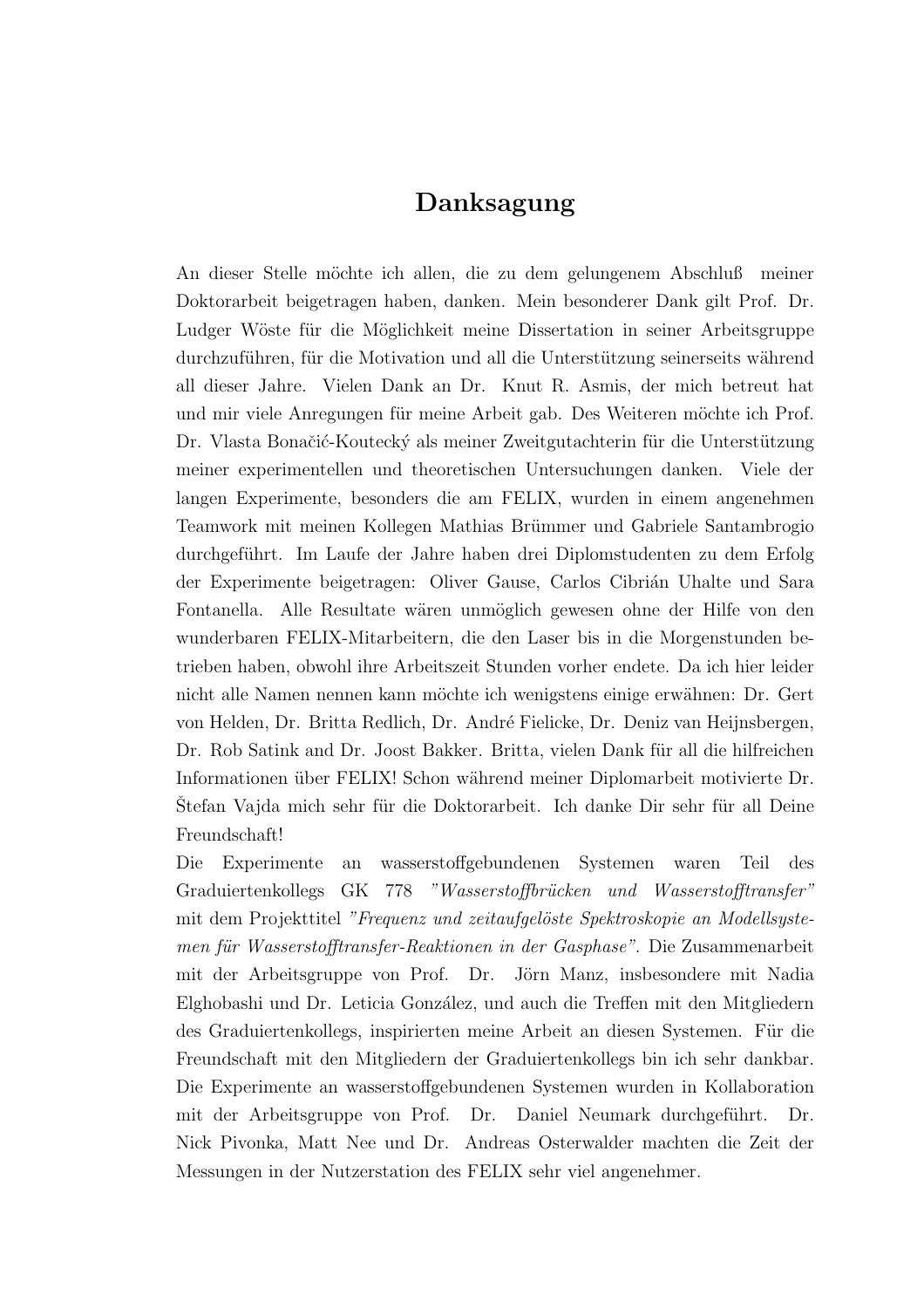# Danksagung

An dieser Stelle möchte ich allen, die zu dem gelungenem Abschluß meiner Doktorarbeit beigetragen haben, danken. Mein besonderer Dank gilt Prof. Dr. Ludger Wöste für die Möglichkeit meine Dissertation in seiner Arbeitsgruppe durchzuführen, für die Motivation und all die Unterstützung seinerseits während all dieser Jahre. Vielen Dank an Dr. Knut R. Asmis, der mich betreut hat und mir viele Anregungen für meine Arbeit gab. Des Weiteren möchte ich Prof. Dr. Vlasta Bonačić-Koutecký als meiner Zweitgutachterin für die Unterstützung meiner experimentellen und theoretischen Untersuchungen danken. Viele der langen Experimente, besonders die am FELIX, wurden in einem angenehmen Teamwork mit meinen Kollegen Mathias Brümmer und Gabriele Santambrogio durchgeführt. Im Laufe der Jahre haben drei Diplomstudenten zu dem Erfolg der Experimente beigetragen: Oliver Gause, Carlos Cibrián Uhalte und Sara Fontanella. Alle Resultate wären unmöglich gewesen ohne der Hilfe von den wunderbaren FELIX-Mitarbeitern, die den Laser bis in die Morgenstunden betrieben haben, obwohl ihre Arbeitszeit Stunden vorher endete. Da ich hier leider nicht alle Namen nennen kann möchte ich wenigstens einige erwähnen: Dr. Gert von Helden, Dr. Britta Redlich, Dr. André Fielicke, Dr. Deniz van Heijnsbergen, Dr. Rob Satink and Dr. Joost Bakker. Britta, vielen Dank für all die hilfreichen Informationen über FELIX! Schon während meiner Diplomarbeit motivierte Dr. Štefan Vajda mich sehr für die Doktorarbeit. Ich danke Dir sehr für all Deine Freundschaft!

Die Experimente an wasserstoffgebundenen Systemen waren Teil des Graduiertenkollegs GK 778 *"Wasserstoffbrücken und Wasserstofftransfer"* mit dem Projekttitel *"Frequenz und zeitaufgelöste Spektroskopie an Modellsystemen für Wasserstofftransfer-Reaktionen in der Gasphase"*. Die Zusammenarbeit mit der Arbeitsgruppe von Prof. Dr. Jörn Manz, insbesondere mit Nadia Elghobashi und Dr. Leticia González, und auch die Treffen mit den Mitgliedern des Graduiertenkollegs, inspirierten meine Arbeit an diesen Systemen. Für die Freundschaft mit den Mitgliedern der Graduiertenkollegs bin ich sehr dankbar. Die Experimente an wasserstoffgebundenen Systemen wurden in Kollaboration mit der Arbeitsgruppe von Prof. Dr. Daniel Neumark durchgeführt. Dr. Nick Pivonka, Matt Nee und Dr. Andreas Osterwalder machten die Zeit der Messungen in der Nutzerstation des FELIX sehr viel angenehmer.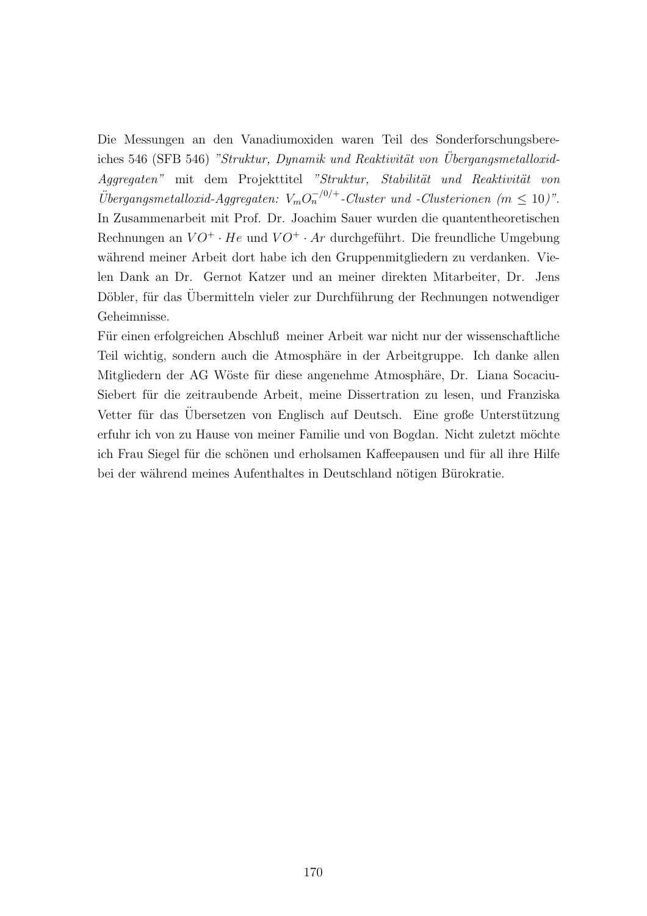Die Messungen an den Vanadiumoxiden waren Teil des Sonderforschungsbereiches 546 (SFB 546) *"Struktur, Dynamik und Reaktivität von Übergangsmetalloxid-Aggregaten"* mit dem Projekttitel *"Struktur, Stabilität und Reaktivität von Übergangsmetalloxid-Aggregaten: $V_mO_n^{-/0/+}$-Cluster und -Clusterionen ($m \leq 10$)"*. In Zusammenarbeit mit Prof. Dr. Joachim Sauer wurden die quantentheoretischen Rechnungen an $VO^+ \cdot He$ und $VO^+ \cdot Ar$ durchgeführt. Die freundliche Umgebung während meiner Arbeit dort habe ich den Gruppenmitgliedern zu verdanken. Vielen Dank an Dr. Gernot Katzer und an meiner direkten Mitarbeiter, Dr. Jens Döbler, für das Übermitteln vieler zur Durchführung der Rechnungen notwendiger Geheimnisse.

Für einen erfolgreichen Abschluß meiner Arbeit war nicht nur der wissenschaftliche Teil wichtig, sondern auch die Atmosphäre in der Arbeitgruppe. Ich danke allen Mitgliedern der AG Wöste für diese angenehme Atmosphäre, Dr. Liana Socaciu-Siebert für die zeitraubende Arbeit, meine Dissertation zu lesen, und Franziska Vetter für das Übersetzen von Englisch auf Deutsch. Eine große Unterstützung erfuhr ich von zu Hause von meiner Familie und von Bogdan. Nicht zuletzt möchte ich Frau Siegel für die schönen und erholsamen Kaffeepausen und für all ihre Hilfe bei der während meines Aufenthaltes in Deutschland nötigen Bürokratie.